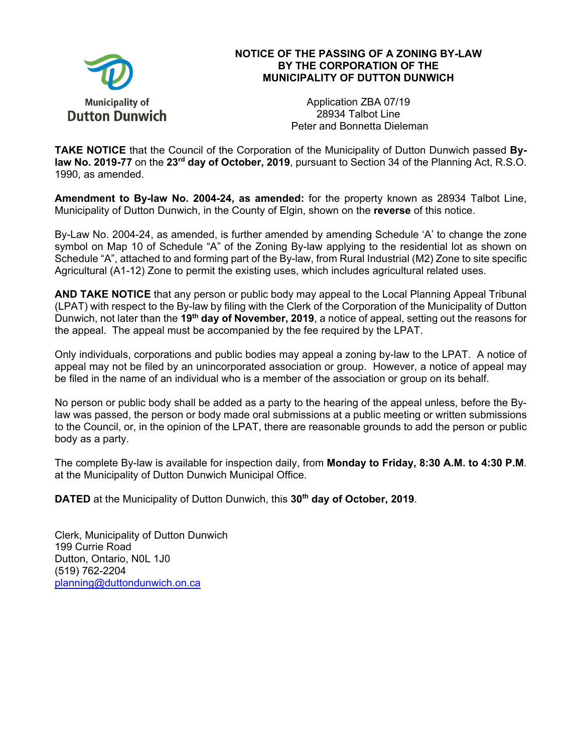Municipality of Dutton Dunwich

# NOTICE OF THE PASSING OF A ZONING BY-LAW BY THE CORPORATION OF THE MUNICIPALITY OF DUTTON DUNWICH

Application ZBA 07/19
28934 Talbot Line
Peter and Bonnetta Dieleman

**TAKE NOTICE** that the Council of the Corporation of the Municipality of Dutton Dunwich passed **By-law No. 2019-77** on the **23rd day of October, 2019**, pursuant to Section 34 of the Planning Act, R.S.O. 1990, as amended.

**Amendment to By-law No. 2004-24, as amended:** for the property known as 28934 Talbot Line, Municipality of Dutton Dunwich, in the County of Elgin, shown on the **reverse** of this notice.

By-Law No. 2004-24, as amended, is further amended by amending Schedule 'A' to change the zone symbol on Map 10 of Schedule "A" of the Zoning By-law applying to the residential lot as shown on Schedule "A", attached to and forming part of the By-law, from Rural Industrial (M2) Zone to site specific Agricultural (A1-12) Zone to permit the existing uses, which includes agricultural related uses.

**AND TAKE NOTICE** that any person or public body may appeal to the Local Planning Appeal Tribunal (LPAT) with respect to the By-law by filing with the Clerk of the Corporation of the Municipality of Dutton Dunwich, not later than the **19th day of November, 2019**, a notice of appeal, setting out the reasons for the appeal. The appeal must be accompanied by the fee required by the LPAT.

Only individuals, corporations and public bodies may appeal a zoning by-law to the LPAT. A notice of appeal may not be filed by an unincorporated association or group. However, a notice of appeal may be filed in the name of an individual who is a member of the association or group on its behalf.

No person or public body shall be added as a party to the hearing of the appeal unless, before the By-law was passed, the person or body made oral submissions at a public meeting or written submissions to the Council, or, in the opinion of the LPAT, there are reasonable grounds to add the person or public body as a party.

The complete By-law is available for inspection daily, from **Monday to Friday, 8:30 A.M. to 4:30 P.M**. at the Municipality of Dutton Dunwich Municipal Office.

**DATED** at the Municipality of Dutton Dunwich, this **30th day of October, 2019**.

Clerk, Municipality of Dutton Dunwich
199 Currie Road
Dutton, Ontario, N0L 1J0
(519) 762-2204
planning@duttondunwich.on.ca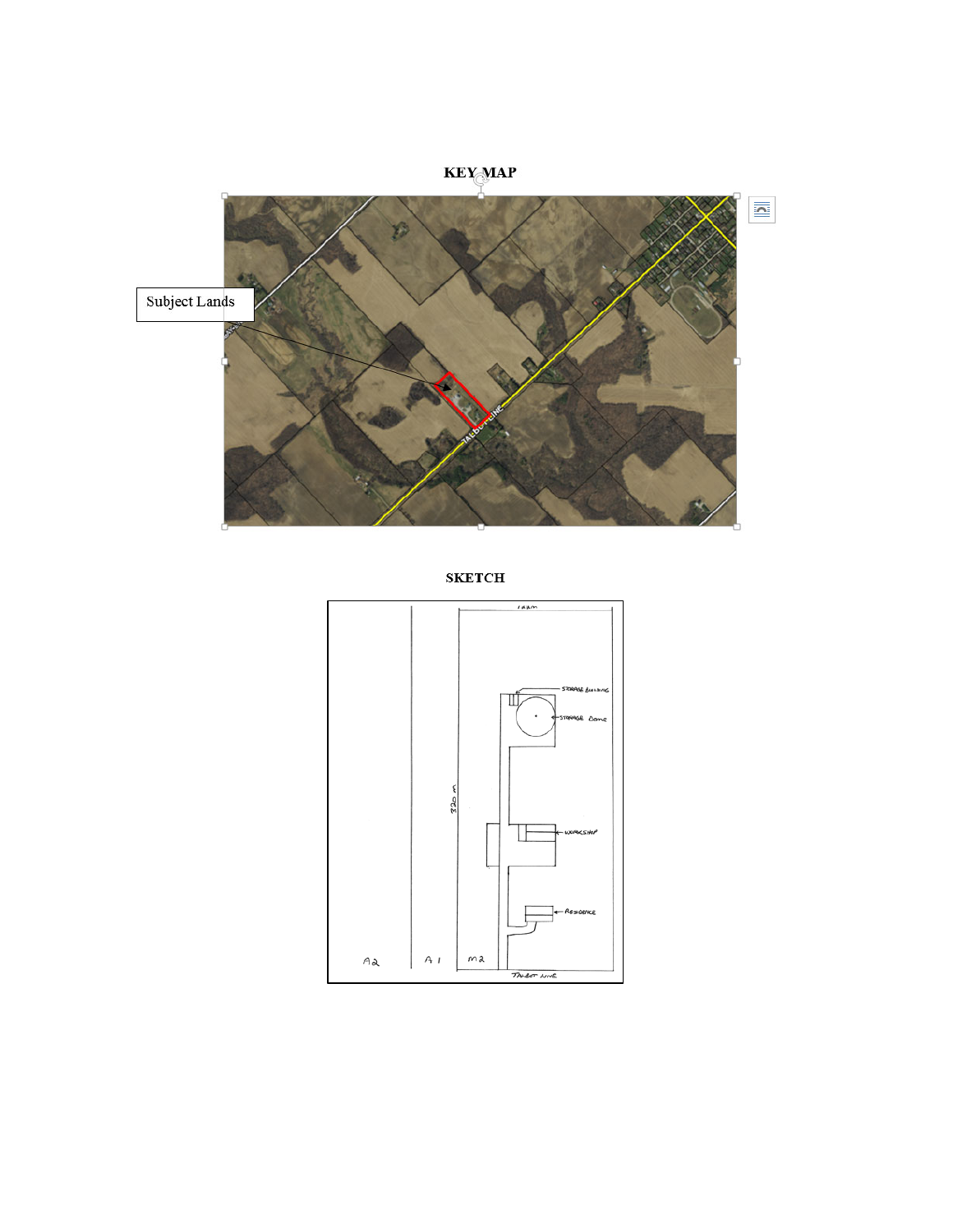**KEY MAP**

Subject Lands

TALBOT LINE

**SKETCH**

FARM

STORAGE BUILDING

STORAGE DOME

320 m

WORKSHOP

RESIDENCE

A2

A1

M2

TALBOT LINE